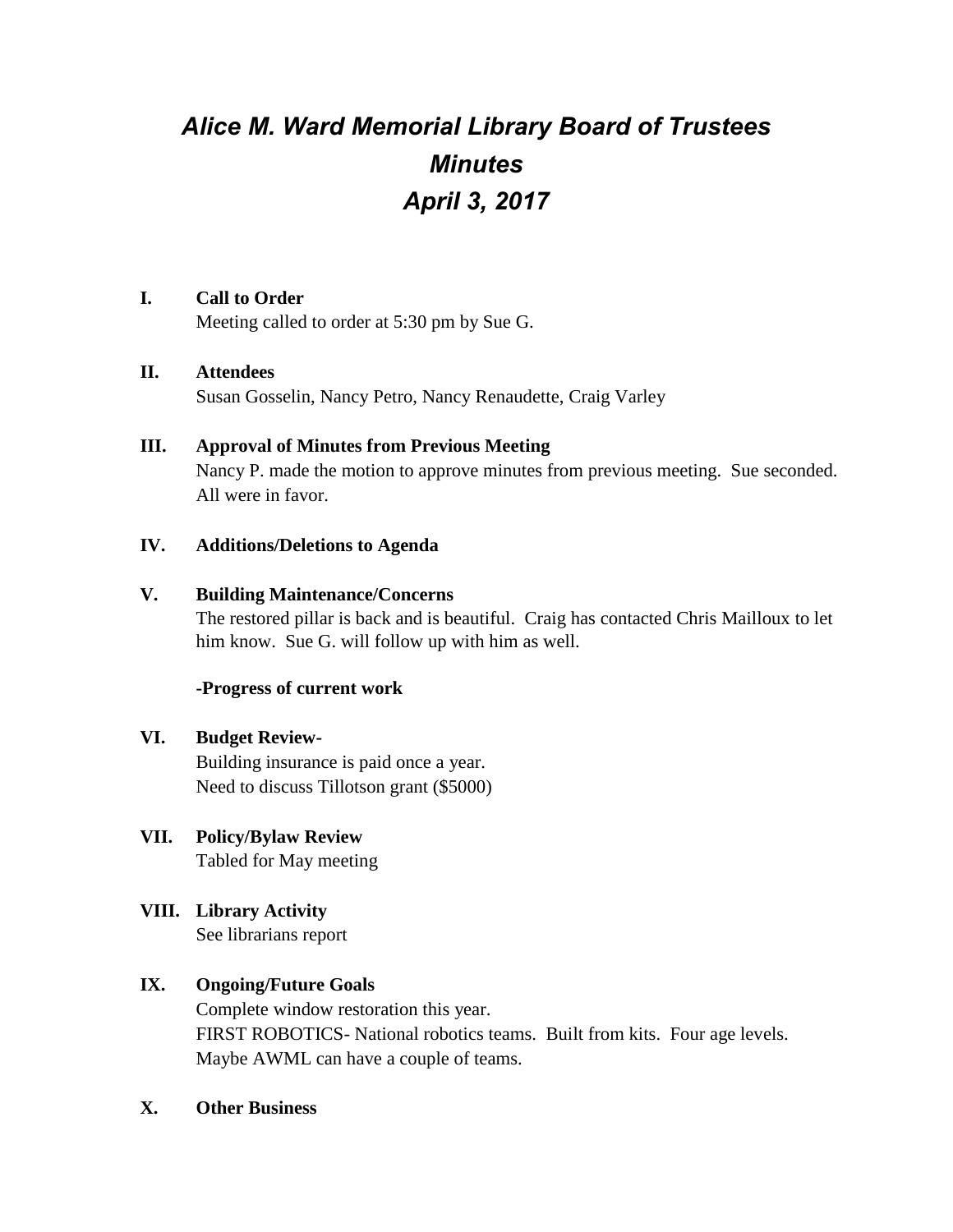# *Alice M. Ward Memorial Library Board of Trustees*
# *Minutes*
# *April 3, 2017*

**I. Call to Order**

Meeting called to order at 5:30 pm by Sue G.

**II. Attendees**

Susan Gosselin, Nancy Petro, Nancy Renaudette, Craig Varley

**III. Approval of Minutes from Previous Meeting**

Nancy P. made the motion to approve minutes from previous meeting. Sue seconded. All were in favor.

**IV. Additions/Deletions to Agenda**

**V. Building Maintenance/Concerns**

The restored pillar is back and is beautiful. Craig has contacted Chris Mailloux to let him know. Sue G. will follow up with him as well.

**-Progress of current work**

**VI. Budget Review-**

Building insurance is paid once a year.
Need to discuss Tillotson grant ($5000)

**VII. Policy/Bylaw Review**

Tabled for May meeting

**VIII. Library Activity**

See librarians report

**IX. Ongoing/Future Goals**

Complete window restoration this year.
FIRST ROBOTICS- National robotics teams. Built from kits. Four age levels. Maybe AWML can have a couple of teams.

**X. Other Business**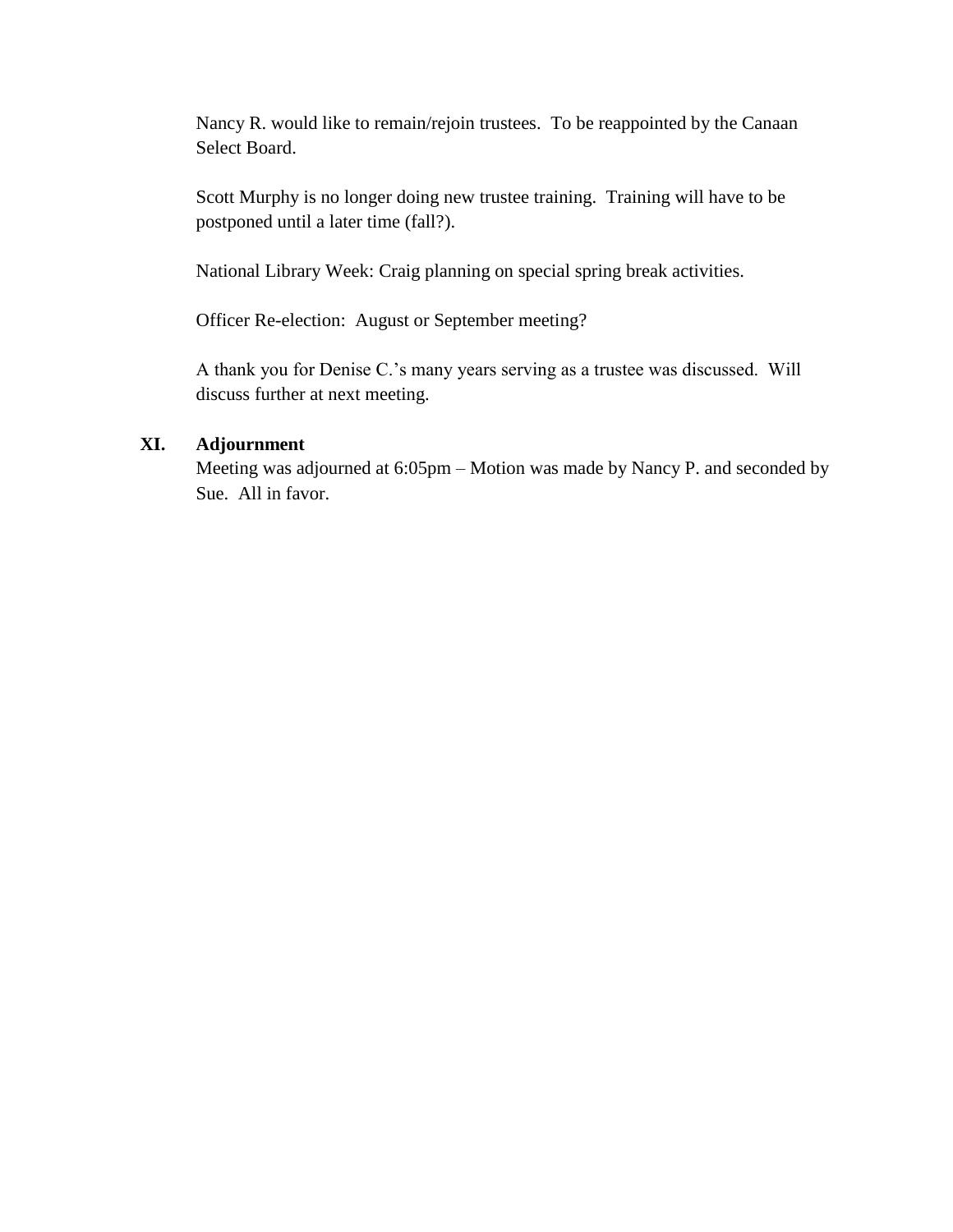Nancy R. would like to remain/rejoin trustees. To be reappointed by the Canaan Select Board.

Scott Murphy is no longer doing new trustee training. Training will have to be postponed until a later time (fall?).

National Library Week: Craig planning on special spring break activities.

Officer Re-election: August or September meeting?

A thank you for Denise C.'s many years serving as a trustee was discussed. Will discuss further at next meeting.

## XI. Adjournment

Meeting was adjourned at 6:05pm – Motion was made by Nancy P. and seconded by Sue. All in favor.